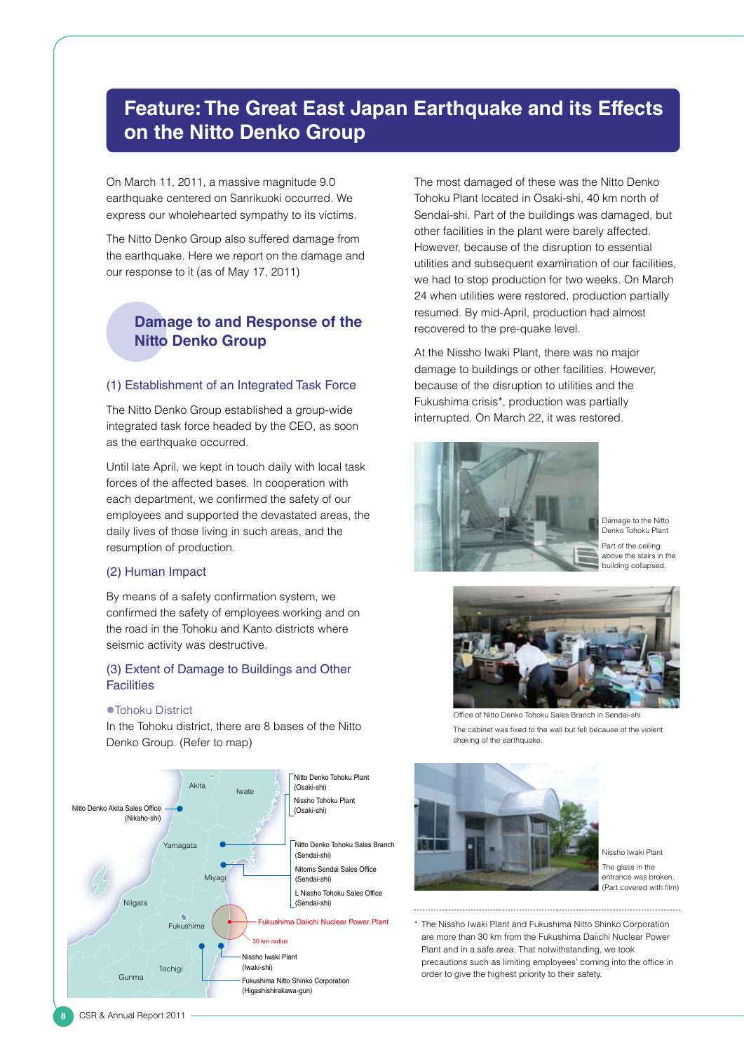# Feature: The Great East Japan Earthquake and its Effects on the Nitto Denko Group

On March 11, 2011, a massive magnitude 9.0 earthquake centered on Sanrikuoki occurred. We express our wholehearted sympathy to its victims.

The Nitto Denko Group also suffered damage from the earthquake. Here we report on the damage and our response to it (as of May 17, 2011)

## Damage to and Response of the Nitto Denko Group

### (1) Establishment of an Integrated Task Force

The Nitto Denko Group established a group-wide integrated task force headed by the CEO, as soon as the earthquake occurred.

Until late April, we kept in touch daily with local task forces of the affected bases. In cooperation with each department, we confirmed the safety of our employees and supported the devastated areas, the daily lives of those living in such areas, and the resumption of production.

### (2) Human Impact

By means of a safety confirmation system, we confirmed the safety of employees working and on the road in the Tohoku and Kanto districts where seismic activity was destructive.

### (3) Extent of Damage to Buildings and Other Facilities

●Tohoku District

In the Tohoku district, there are 8 bases of the Nitto Denko Group. (Refer to map)

Akita · Iwate · Yamagata · Miyagi · Niigata · Fukushima · Tochigi · Gunma

- Nitto Denko Akita Sales Office (Nikaho-shi)
- Nitto Denko Tohoku Plant (Osaki-shi)
- Nissho Tohoku Plant (Osaki-shi)
- Nitto Denko Tohoku Sales Branch (Sendai-shi)
- Nitoms Sendai Sales Office (Sendai-shi)
- L Nissho Tohoku Sales Office (Sendai-shi)
- Fukushima Daiichi Nuclear Power Plant (30 km radius)
- Nissho Iwaki Plant (Iwaki-shi)
- Fukushima Nitto Shinko Corporation (Higashishirakawa-gun)

The most damaged of these was the Nitto Denko Tohoku Plant located in Osaki-shi, 40 km north of Sendai-shi. Part of the buildings was damaged, but other facilities in the plant were barely affected. However, because of the disruption to essential utilities and subsequent examination of our facilities, we had to stop production for two weeks. On March 24 when utilities were restored, production partially resumed. By mid-April, production had almost recovered to the pre-quake level.

At the Nissho Iwaki Plant, there was no major damage to buildings or other facilities. However, because of the disruption to utilities and the Fukushima crisis*, production was partially interrupted. On March 22, it was restored.

Damage to the Nitto Denko Tohoku Plant

Part of the ceiling above the stairs in the building collapsed.

Office of Nitto Denko Tohoku Sales Branch in Sendai-shi

The cabinet was fixed to the wall but fell because of the violent shaking of the earthquake.

Nissho Iwaki Plant

The glass in the entrance was broken. (Part covered with film)

* The Nissho Iwaki Plant and Fukushima Nitto Shinko Corporation are more than 30 km from the Fukushima Daiichi Nuclear Power Plant and in a safe area. That notwithstanding, we took precautions such as limiting employees' coming into the office in order to give the highest priority to their safety.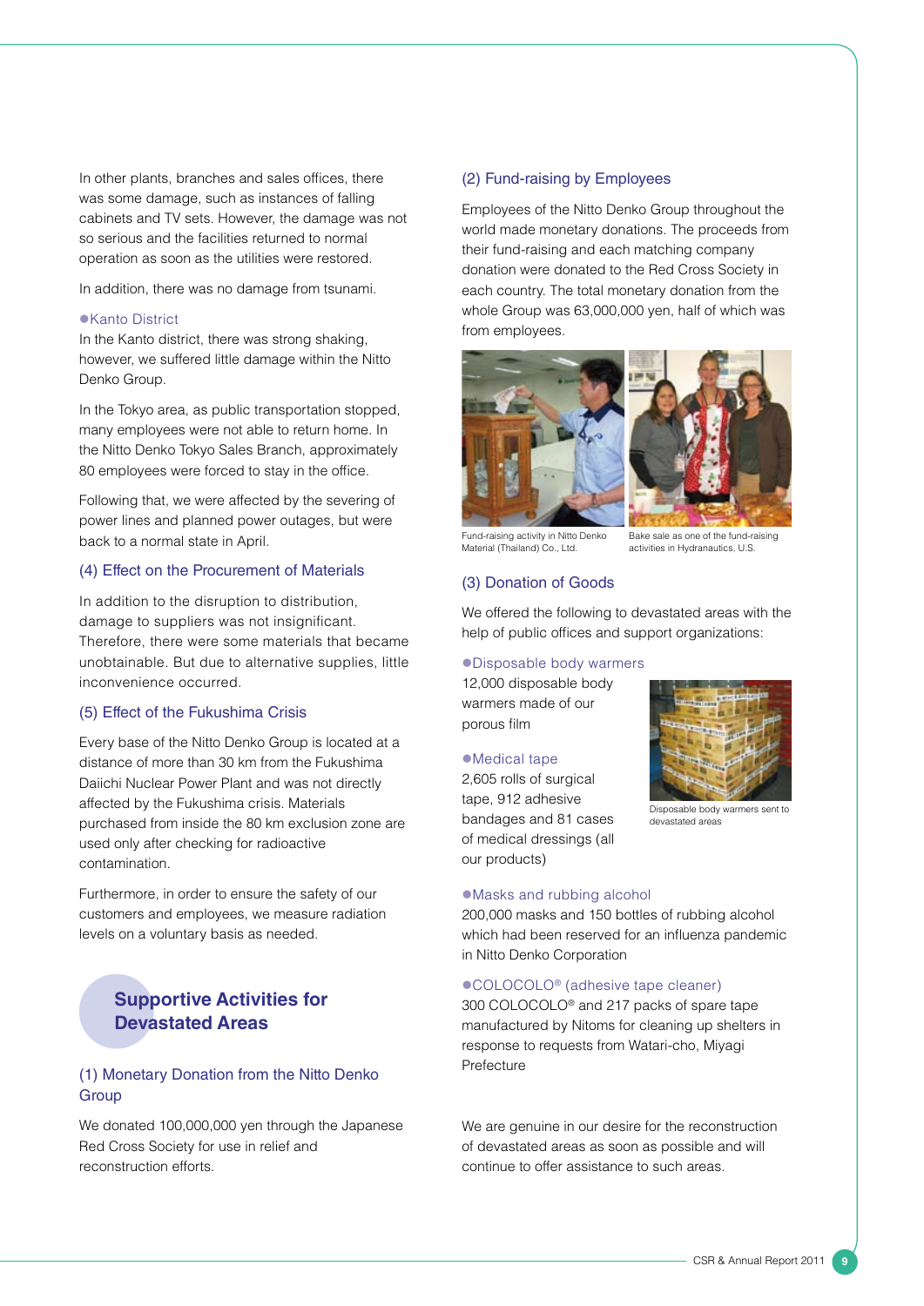In other plants, branches and sales offices, there was some damage, such as instances of falling cabinets and TV sets. However, the damage was not so serious and the facilities returned to normal operation as soon as the utilities were restored.

In addition, there was no damage from tsunami.

●Kanto District

In the Kanto district, there was strong shaking, however, we suffered little damage within the Nitto Denko Group.

In the Tokyo area, as public transportation stopped, many employees were not able to return home. In the Nitto Denko Tokyo Sales Branch, approximately 80 employees were forced to stay in the office.

Following that, we were affected by the severing of power lines and planned power outages, but were back to a normal state in April.

### (4) Effect on the Procurement of Materials

In addition to the disruption to distribution, damage to suppliers was not insignificant. Therefore, there were some materials that became unobtainable. But due to alternative supplies, little inconvenience occurred.

### (5) Effect of the Fukushima Crisis

Every base of the Nitto Denko Group is located at a distance of more than 30 km from the Fukushima Daiichi Nuclear Power Plant and was not directly affected by the Fukushima crisis. Materials purchased from inside the 80 km exclusion zone are used only after checking for radioactive contamination.

Furthermore, in order to ensure the safety of our customers and employees, we measure radiation levels on a voluntary basis as needed.

## Supportive Activities for Devastated Areas

### (1) Monetary Donation from the Nitto Denko Group

We donated 100,000,000 yen through the Japanese Red Cross Society for use in relief and reconstruction efforts.

### (2) Fund-raising by Employees

Employees of the Nitto Denko Group throughout the world made monetary donations. The proceeds from their fund-raising and each matching company donation were donated to the Red Cross Society in each country. The total monetary donation from the whole Group was 63,000,000 yen, half of which was from employees.

Fund-raising activity in Nitto Denko Material (Thailand) Co., Ltd.

Bake sale as one of the fund-raising activities in Hydranautics, U.S.

### (3) Donation of Goods

We offered the following to devastated areas with the help of public offices and support organizations:

●Disposable body warmers

12,000 disposable body warmers made of our porous film

●Medical tape

2,605 rolls of surgical tape, 912 adhesive bandages and 81 cases of medical dressings (all our products)

Disposable body warmers sent to devastated areas

●Masks and rubbing alcohol

200,000 masks and 150 bottles of rubbing alcohol which had been reserved for an influenza pandemic in Nitto Denko Corporation

●COLOCOLO® (adhesive tape cleaner)

300 COLOCOLO® and 217 packs of spare tape manufactured by Nitoms for cleaning up shelters in response to requests from Watari-cho, Miyagi Prefecture

We are genuine in our desire for the reconstruction of devastated areas as soon as possible and will continue to offer assistance to such areas.